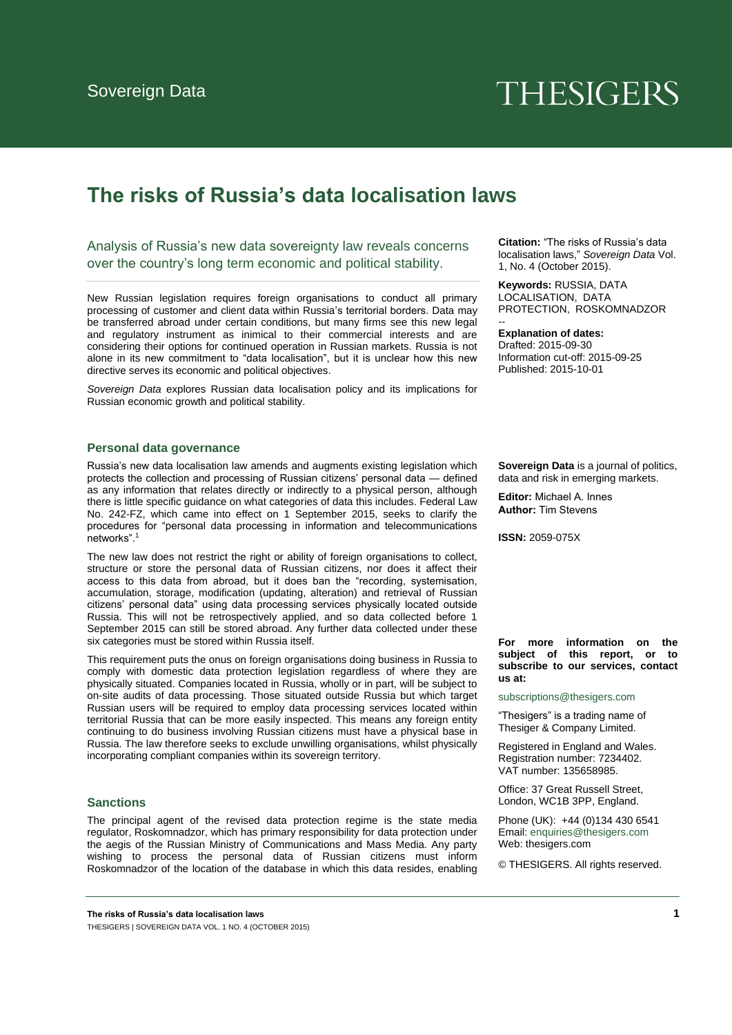Sovereign Data

THESIGERS

# The risks of Russia's data localisation laws

Analysis of Russia's new data sovereignty law reveals concerns over the country's long term economic and political stability.

New Russian legislation requires foreign organisations to conduct all primary processing of customer and client data within Russia's territorial borders. Data may be transferred abroad under certain conditions, but many firms see this new legal and regulatory instrument as inimical to their commercial interests and are considering their options for continued operation in Russian markets. Russia is not alone in its new commitment to "data localisation", but it is unclear how this new directive serves its economic and political objectives.

*Sovereign Data* explores Russian data localisation policy and its implications for Russian economic growth and political stability.

## Personal data governance

Russia's new data localisation law amends and augments existing legislation which protects the collection and processing of Russian citizens' personal data — defined as any information that relates directly or indirectly to a physical person, although there is little specific guidance on what categories of data this includes. Federal Law No. 242-FZ, which came into effect on 1 September 2015, seeks to clarify the procedures for "personal data processing in information and telecommunications networks".[1]

The new law does not restrict the right or ability of foreign organisations to collect, structure or store the personal data of Russian citizens, nor does it affect their access to this data from abroad, but it does ban the "recording, systemisation, accumulation, storage, modification (updating, alteration) and retrieval of Russian citizens' personal data" using data processing services physically located outside Russia. This will not be retrospectively applied, and so data collected before 1 September 2015 can still be stored abroad. Any further data collected under these six categories must be stored within Russia itself.

This requirement puts the onus on foreign organisations doing business in Russia to comply with domestic data protection legislation regardless of where they are physically situated. Companies located in Russia, wholly or in part, will be subject to on-site audits of data processing. Those situated outside Russia but which target Russian users will be required to employ data processing services located within territorial Russia that can be more easily inspected. This means any foreign entity continuing to do business involving Russian citizens must have a physical base in Russia. The law therefore seeks to exclude unwilling organisations, whilst physically incorporating compliant companies within its sovereign territory.

## Sanctions

The principal agent of the revised data protection regime is the state media regulator, Roskomnadzor, which has primary responsibility for data protection under the aegis of the Russian Ministry of Communications and Mass Media. Any party wishing to process the personal data of Russian citizens must inform Roskomnadzor of the location of the database in which this data resides, enabling

**Citation:** "The risks of Russia's data localisation laws," *Sovereign Data* Vol. 1, No. 4 (October 2015).

**Keywords:** RUSSIA, DATA LOCALISATION, DATA PROTECTION, ROSKOMNADZOR

--

**Explanation of dates:**
Drafted: 2015-09-30
Information cut-off: 2015-09-25
Published: 2015-10-01

**Sovereign Data** is a journal of politics, data and risk in emerging markets.

**Editor:** Michael A. Innes
**Author:** Tim Stevens

**ISSN:** 2059-075X

**For more information on the subject of this report, or to subscribe to our services, contact us at:**

subscriptions@thesigers.com

"Thesigers" is a trading name of Thesiger & Company Limited.

Registered in England and Wales. Registration number: 7234402. VAT number: 135658985.

Office: 37 Great Russell Street, London, WC1B 3PP, England.

Phone (UK): +44 (0)134 430 6541
Email: enquiries@thesigers.com
Web: thesigers.com

© THESIGERS. All rights reserved.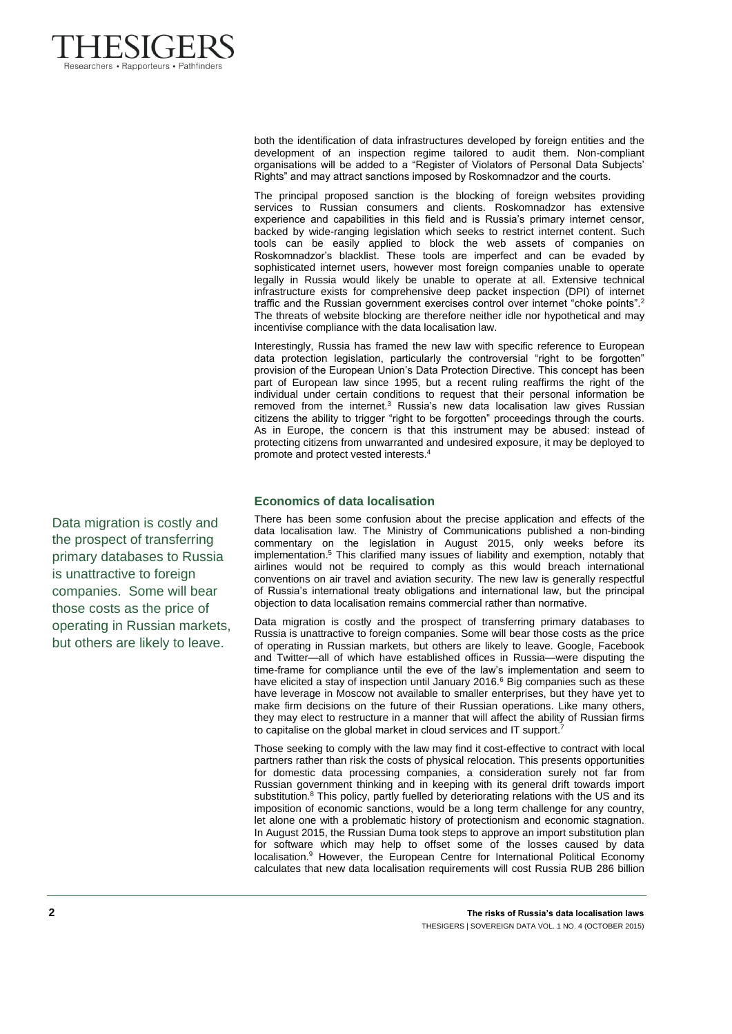both the identification of data infrastructures developed by foreign entities and the development of an inspection regime tailored to audit them. Non-compliant organisations will be added to a "Register of Violators of Personal Data Subjects' Rights" and may attract sanctions imposed by Roskomnadzor and the courts.

The principal proposed sanction is the blocking of foreign websites providing services to Russian consumers and clients. Roskomnadzor has extensive experience and capabilities in this field and is Russia's primary internet censor, backed by wide-ranging legislation which seeks to restrict internet content. Such tools can be easily applied to block the web assets of companies on Roskomnadzor's blacklist. These tools are imperfect and can be evaded by sophisticated internet users, however most foreign companies unable to operate legally in Russia would likely be unable to operate at all. Extensive technical infrastructure exists for comprehensive deep packet inspection (DPI) of internet traffic and the Russian government exercises control over internet "choke points".[2] The threats of website blocking are therefore neither idle nor hypothetical and may incentivise compliance with the data localisation law.

Interestingly, Russia has framed the new law with specific reference to European data protection legislation, particularly the controversial "right to be forgotten" provision of the European Union's Data Protection Directive. This concept has been part of European law since 1995, but a recent ruling reaffirms the right of the individual under certain conditions to request that their personal information be removed from the internet.[3] Russia's new data localisation law gives Russian citizens the ability to trigger "right to be forgotten" proceedings through the courts. As in Europe, the concern is that this instrument may be abused: instead of protecting citizens from unwarranted and undesired exposure, it may be deployed to promote and protect vested interests.[4]

## Economics of data localisation

There has been some confusion about the precise application and effects of the data localisation law. The Ministry of Communications published a non-binding commentary on the legislation in August 2015, only weeks before its implementation.[5] This clarified many issues of liability and exemption, notably that airlines would not be required to comply as this would breach international conventions on air travel and aviation security. The new law is generally respectful of Russia's international treaty obligations and international law, but the principal objection to data localisation remains commercial rather than normative.

Data migration is costly and the prospect of transferring primary databases to Russia is unattractive to foreign companies. Some will bear those costs as the price of operating in Russian markets, but others are likely to leave. Google, Facebook and Twitter—all of which have established offices in Russia—were disputing the time-frame for compliance until the eve of the law's implementation and seem to have elicited a stay of inspection until January 2016.[6] Big companies such as these have leverage in Moscow not available to smaller enterprises, but they have yet to make firm decisions on the future of their Russian operations. Like many others, they may elect to restructure in a manner that will affect the ability of Russian firms to capitalise on the global market in cloud services and IT support.[7]

Those seeking to comply with the law may find it cost-effective to contract with local partners rather than risk the costs of physical relocation. This presents opportunities for domestic data processing companies, a consideration surely not far from Russian government thinking and in keeping with its general drift towards import substitution.[8] This policy, partly fuelled by deteriorating relations with the US and its imposition of economic sanctions, would be a long term challenge for any country, let alone one with a problematic history of protectionism and economic stagnation. In August 2015, the Russian Duma took steps to approve an import substitution plan for software which may help to offset some of the losses caused by data localisation.[9] However, the European Centre for International Political Economy calculates that new data localisation requirements will cost Russia RUB 286 billion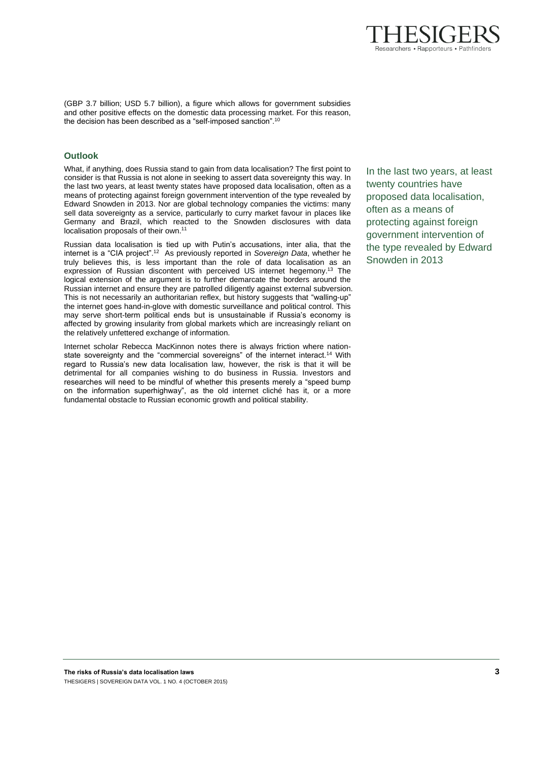(GBP 3.7 billion; USD 5.7 billion), a figure which allows for government subsidies and other positive effects on the domestic data processing market. For this reason, the decision has been described as a "self-imposed sanction".[10]

## Outlook

What, if anything, does Russia stand to gain from data localisation? The first point to consider is that Russia is not alone in seeking to assert data sovereignty this way. In the last two years, at least twenty states have proposed data localisation, often as a means of protecting against foreign government intervention of the type revealed by Edward Snowden in 2013. Nor are global technology companies the victims: many sell data sovereignty as a service, particularly to curry market favour in places like Germany and Brazil, which reacted to the Snowden disclosures with data localisation proposals of their own.[11]

> In the last two years, at least twenty countries have proposed data localisation, often as a means of protecting against foreign government intervention of the type revealed by Edward Snowden in 2013

Russian data localisation is tied up with Putin's accusations, inter alia, that the internet is a "CIA project".[12] As previously reported in *Sovereign Data*, whether he truly believes this, is less important than the role of data localisation as an expression of Russian discontent with perceived US internet hegemony.[13] The logical extension of the argument is to further demarcate the borders around the Russian internet and ensure they are patrolled diligently against external subversion. This is not necessarily an authoritarian reflex, but history suggests that "walling-up" the internet goes hand-in-glove with domestic surveillance and political control. This may serve short-term political ends but is unsustainable if Russia's economy is affected by growing insularity from global markets which are increasingly reliant on the relatively unfettered exchange of information.

Internet scholar Rebecca MacKinnon notes there is always friction where nation-state sovereignty and the "commercial sovereigns" of the internet interact.[14] With regard to Russia's new data localisation law, however, the risk is that it will be detrimental for all companies wishing to do business in Russia. Investors and researches will need to be mindful of whether this presents merely a "speed bump on the information superhighway", as the old internet cliché has it, or a more fundamental obstacle to Russian economic growth and political stability.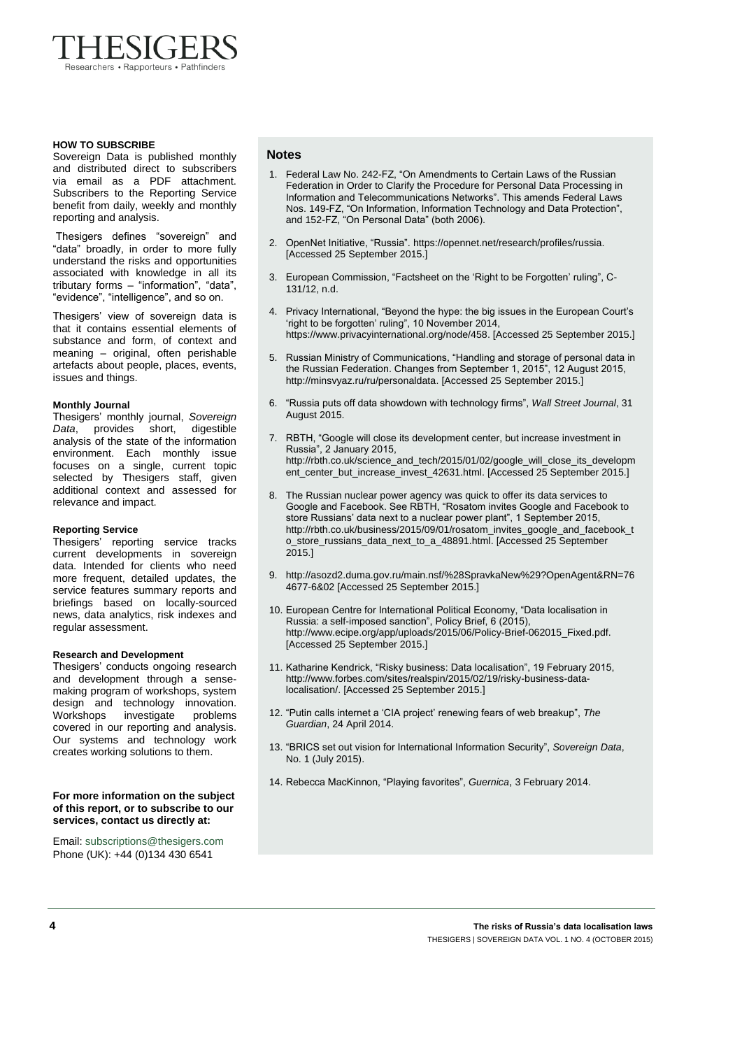THESIGERS

Researchers • Rapporteurs • Pathfinders

**HOW TO SUBSCRIBE**

Sovereign Data is published monthly and distributed direct to subscribers via email as a PDF attachment. Subscribers to the Reporting Service benefit from daily, weekly and monthly reporting and analysis.

Thesigers defines "sovereign" and "data" broadly, in order to more fully understand the risks and opportunities associated with knowledge in all its tributary forms – "information", "data", "evidence", "intelligence", and so on.

Thesigers' view of sovereign data is that it contains essential elements of substance and form, of context and meaning – original, often perishable artefacts about people, places, events, issues and things.

**Monthly Journal**

Thesigers' monthly journal, *Sovereign Data*, provides short, digestible analysis of the state of the information environment. Each monthly issue focuses on a single, current topic selected by Thesigers staff, given additional context and assessed for relevance and impact.

**Reporting Service**

Thesigers' reporting service tracks current developments in sovereign data. Intended for clients who need more frequent, detailed updates, the service features summary reports and briefings based on locally-sourced news, data analytics, risk indexes and regular assessment.

**Research and Development**

Thesigers' conducts ongoing research and development through a sense-making program of workshops, system design and technology innovation. Workshops investigate problems covered in our reporting and analysis. Our systems and technology work creates working solutions to them.

**For more information on the subject of this report, or to subscribe to our services, contact us directly at:**

Email: subscriptions@thesigers.com
Phone (UK): +44 (0)134 430 6541

## Notes

1. Federal Law No. 242-FZ, "On Amendments to Certain Laws of the Russian Federation in Order to Clarify the Procedure for Personal Data Processing in Information and Telecommunications Networks". This amends Federal Laws Nos. 149-FZ, "On Information, Information Technology and Data Protection", and 152-FZ, "On Personal Data" (both 2006).
2. OpenNet Initiative, "Russia". https://opennet.net/research/profiles/russia. [Accessed 25 September 2015.]
3. European Commission, "Factsheet on the 'Right to be Forgotten' ruling", C-131/12, n.d.
4. Privacy International, "Beyond the hype: the big issues in the European Court's 'right to be forgotten' ruling", 10 November 2014, https://www.privacyinternational.org/node/458. [Accessed 25 September 2015.]
5. Russian Ministry of Communications, "Handling and storage of personal data in the Russian Federation. Changes from September 1, 2015", 12 August 2015, http://minsvyaz.ru/ru/personaldata. [Accessed 25 September 2015.]
6. "Russia puts off data showdown with technology firms", *Wall Street Journal*, 31 August 2015.
7. RBTH, "Google will close its development center, but increase investment in Russia", 2 January 2015, http://rbth.co.uk/science_and_tech/2015/01/02/google_will_close_its_development_center_but_increase_invest_42631.html. [Accessed 25 September 2015.]
8. The Russian nuclear power agency was quick to offer its data services to Google and Facebook. See RBTH, "Rosatom invites Google and Facebook to store Russians' data next to a nuclear power plant", 1 September 2015, http://rbth.co.uk/business/2015/09/01/rosatom_invites_google_and_facebook_to_store_russians_data_next_to_a_48891.html. [Accessed 25 September 2015.]
9. http://asozd2.duma.gov.ru/main.nsf/%28SpravkaNew%29?OpenAgent&RN=764677-6&02 [Accessed 25 September 2015.]
10. European Centre for International Political Economy, "Data localisation in Russia: a self-imposed sanction", Policy Brief, 6 (2015), http://www.ecipe.org/app/uploads/2015/06/Policy-Brief-062015_Fixed.pdf. [Accessed 25 September 2015.]
11. Katharine Kendrick, "Risky business: Data localisation", 19 February 2015, http://www.forbes.com/sites/realspin/2015/02/19/risky-business-data-localisation/. [Accessed 25 September 2015.]
12. "Putin calls internet a 'CIA project' renewing fears of web breakup", *The Guardian*, 24 April 2014.
13. "BRICS set out vision for International Information Security", *Sovereign Data*, No. 1 (July 2015).
14. Rebecca MacKinnon, "Playing favorites", *Guernica*, 3 February 2014.